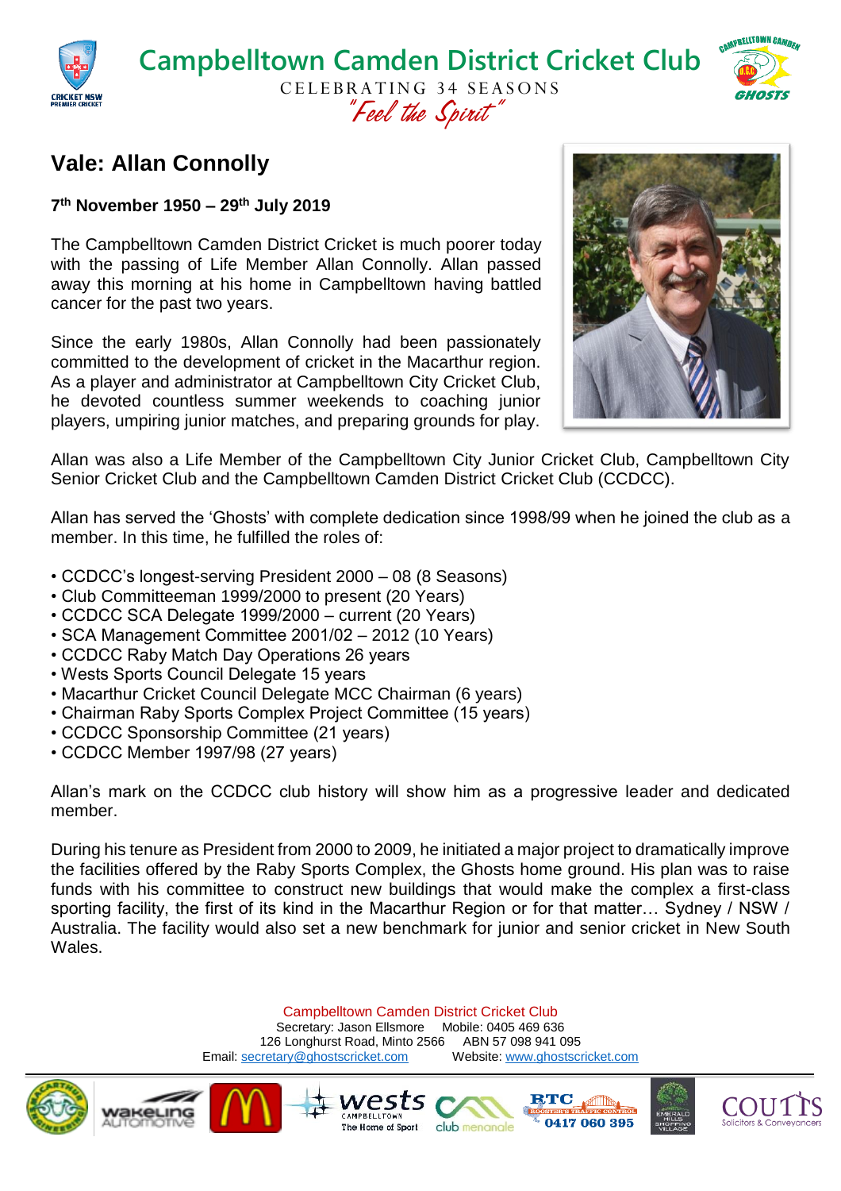# Campbelltown Camden District Cricket Club

CELEBRATING 34 SEASONS

*"Feel the Spirit"*

## Vale: Allan Connolly

**7th November 1950 – 29th July 2019**

The Campbelltown Camden District Cricket is much poorer today with the passing of Life Member Allan Connolly. Allan passed away this morning at his home in Campbelltown having battled cancer for the past two years.

Since the early 1980s, Allan Connolly had been passionately committed to the development of cricket in the Macarthur region. As a player and administrator at Campbelltown City Cricket Club, he devoted countless summer weekends to coaching junior players, umpiring junior matches, and preparing grounds for play.

Allan was also a Life Member of the Campbelltown City Junior Cricket Club, Campbelltown City Senior Cricket Club and the Campbelltown Camden District Cricket Club (CCDCC).

Allan has served the 'Ghosts' with complete dedication since 1998/99 when he joined the club as a member. In this time, he fulfilled the roles of:

- CCDCC's longest-serving President 2000 – 08 (8 Seasons)
- Club Committeeman 1999/2000 to present (20 Years)
- CCDCC SCA Delegate 1999/2000 – current (20 Years)
- SCA Management Committee 2001/02 – 2012 (10 Years)
- CCDCC Raby Match Day Operations 26 years
- Wests Sports Council Delegate 15 years
- Macarthur Cricket Council Delegate MCC Chairman (6 years)
- Chairman Raby Sports Complex Project Committee (15 years)
- CCDCC Sponsorship Committee (21 years)
- CCDCC Member 1997/98 (27 years)

Allan's mark on the CCDCC club history will show him as a progressive leader and dedicated member.

During his tenure as President from 2000 to 2009, he initiated a major project to dramatically improve the facilities offered by the Raby Sports Complex, the Ghosts home ground. His plan was to raise funds with his committee to construct new buildings that would make the complex a first-class sporting facility, the first of its kind in the Macarthur Region or for that matter… Sydney / NSW / Australia. The facility would also set a new benchmark for junior and senior cricket in New South Wales.

Campbelltown Camden District Cricket Club
Secretary: Jason Ellsmore Mobile: 0405 469 636
126 Longhurst Road, Minto 2566 ABN 57 098 941 095
Email: secretary@ghostscricket.com Website: www.ghostscricket.com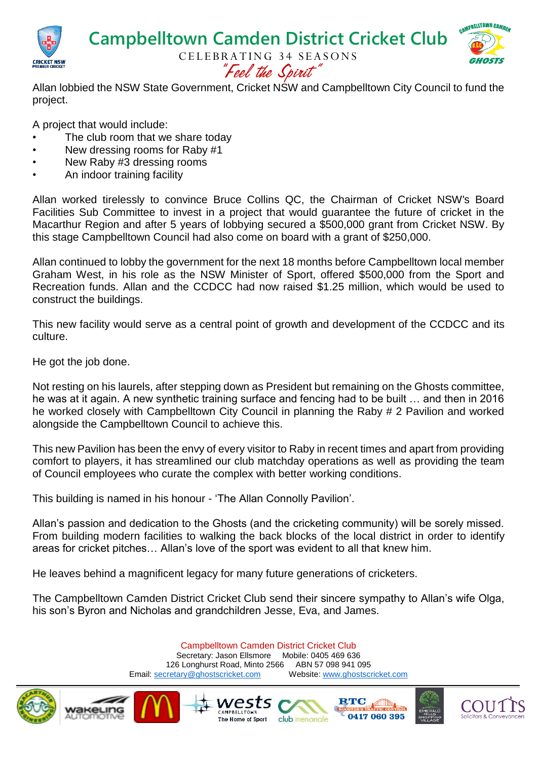Allan lobbied the NSW State Government, Cricket NSW and Campbelltown City Council to fund the project.

A project that would include:

- The club room that we share today
- New dressing rooms for Raby #1
- New Raby #3 dressing rooms
- An indoor training facility

Allan worked tirelessly to convince Bruce Collins QC, the Chairman of Cricket NSW's Board Facilities Sub Committee to invest in a project that would guarantee the future of cricket in the Macarthur Region and after 5 years of lobbying secured a $500,000 grant from Cricket NSW. By this stage Campbelltown Council had also come on board with a grant of $250,000.

Allan continued to lobby the government for the next 18 months before Campbelltown local member Graham West, in his role as the NSW Minister of Sport, offered $500,000 from the Sport and Recreation funds. Allan and the CCDCC had now raised $1.25 million, which would be used to construct the buildings.

This new facility would serve as a central point of growth and development of the CCDCC and its culture.

He got the job done.

Not resting on his laurels, after stepping down as President but remaining on the Ghosts committee, he was at it again. A new synthetic training surface and fencing had to be built … and then in 2016 he worked closely with Campbelltown City Council in planning the Raby # 2 Pavilion and worked alongside the Campbelltown Council to achieve this.

This new Pavilion has been the envy of every visitor to Raby in recent times and apart from providing comfort to players, it has streamlined our club matchday operations as well as providing the team of Council employees who curate the complex with better working conditions.

This building is named in his honour - 'The Allan Connolly Pavilion'.

Allan's passion and dedication to the Ghosts (and the cricketing community) will be sorely missed. From building modern facilities to walking the back blocks of the local district in order to identify areas for cricket pitches… Allan's love of the sport was evident to all that knew him.

He leaves behind a magnificent legacy for many future generations of cricketers.

The Campbelltown Camden District Cricket Club send their sincere sympathy to Allan's wife Olga, his son's Byron and Nicholas and grandchildren Jesse, Eva, and James.